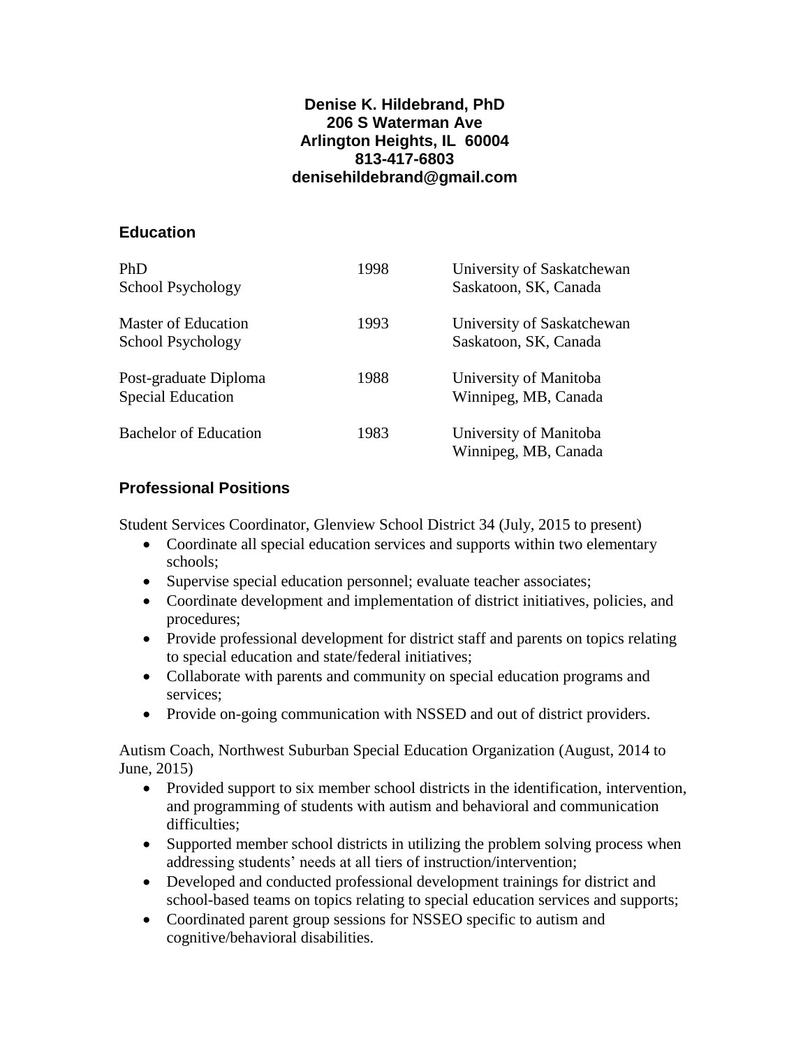**Denise K. Hildebrand, PhD**
**206 S Waterman Ave**
**Arlington Heights, IL 60004**
**813-417-6803**
**denisehildebrand@gmail.com**

## Education

| Degree | Year | Institution |
|---|---|---|
| PhD<br>School Psychology | 1998 | University of Saskatchewan<br>Saskatoon, SK, Canada |
| Master of Education<br>School Psychology | 1993 | University of Saskatchewan<br>Saskatoon, SK, Canada |
| Post-graduate Diploma<br>Special Education | 1988 | University of Manitoba<br>Winnipeg, MB, Canada |
| Bachelor of Education | 1983 | University of Manitoba<br>Winnipeg, MB, Canada |

## Professional Positions

Student Services Coordinator, Glenview School District 34 (July, 2015 to present)

- Coordinate all special education services and supports within two elementary schools;
- Supervise special education personnel; evaluate teacher associates;
- Coordinate development and implementation of district initiatives, policies, and procedures;
- Provide professional development for district staff and parents on topics relating to special education and state/federal initiatives;
- Collaborate with parents and community on special education programs and services;
- Provide on-going communication with NSSED and out of district providers.

Autism Coach, Northwest Suburban Special Education Organization (August, 2014 to June, 2015)

- Provided support to six member school districts in the identification, intervention, and programming of students with autism and behavioral and communication difficulties;
- Supported member school districts in utilizing the problem solving process when addressing students' needs at all tiers of instruction/intervention;
- Developed and conducted professional development trainings for district and school-based teams on topics relating to special education services and supports;
- Coordinated parent group sessions for NSSEO specific to autism and cognitive/behavioral disabilities.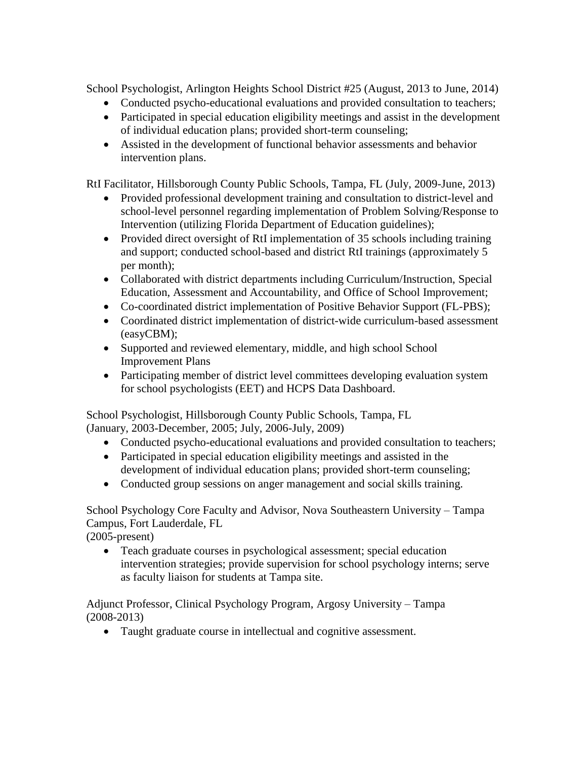School Psychologist, Arlington Heights School District #25 (August, 2013 to June, 2014)

- Conducted psycho-educational evaluations and provided consultation to teachers;
- Participated in special education eligibility meetings and assist in the development of individual education plans; provided short-term counseling;
- Assisted in the development of functional behavior assessments and behavior intervention plans.

RtI Facilitator, Hillsborough County Public Schools, Tampa, FL (July, 2009-June, 2013)

- Provided professional development training and consultation to district-level and school-level personnel regarding implementation of Problem Solving/Response to Intervention (utilizing Florida Department of Education guidelines);
- Provided direct oversight of RtI implementation of 35 schools including training and support; conducted school-based and district RtI trainings (approximately 5 per month);
- Collaborated with district departments including Curriculum/Instruction, Special Education, Assessment and Accountability, and Office of School Improvement;
- Co-coordinated district implementation of Positive Behavior Support (FL-PBS);
- Coordinated district implementation of district-wide curriculum-based assessment (easyCBM);
- Supported and reviewed elementary, middle, and high school School Improvement Plans
- Participating member of district level committees developing evaluation system for school psychologists (EET) and HCPS Data Dashboard.

School Psychologist, Hillsborough County Public Schools, Tampa, FL
(January, 2003-December, 2005; July, 2006-July, 2009)

- Conducted psycho-educational evaluations and provided consultation to teachers;
- Participated in special education eligibility meetings and assisted in the development of individual education plans; provided short-term counseling;
- Conducted group sessions on anger management and social skills training.

School Psychology Core Faculty and Advisor, Nova Southeastern University – Tampa Campus, Fort Lauderdale, FL
(2005-present)

- Teach graduate courses in psychological assessment; special education intervention strategies; provide supervision for school psychology interns; serve as faculty liaison for students at Tampa site.

Adjunct Professor, Clinical Psychology Program, Argosy University – Tampa
(2008-2013)

- Taught graduate course in intellectual and cognitive assessment.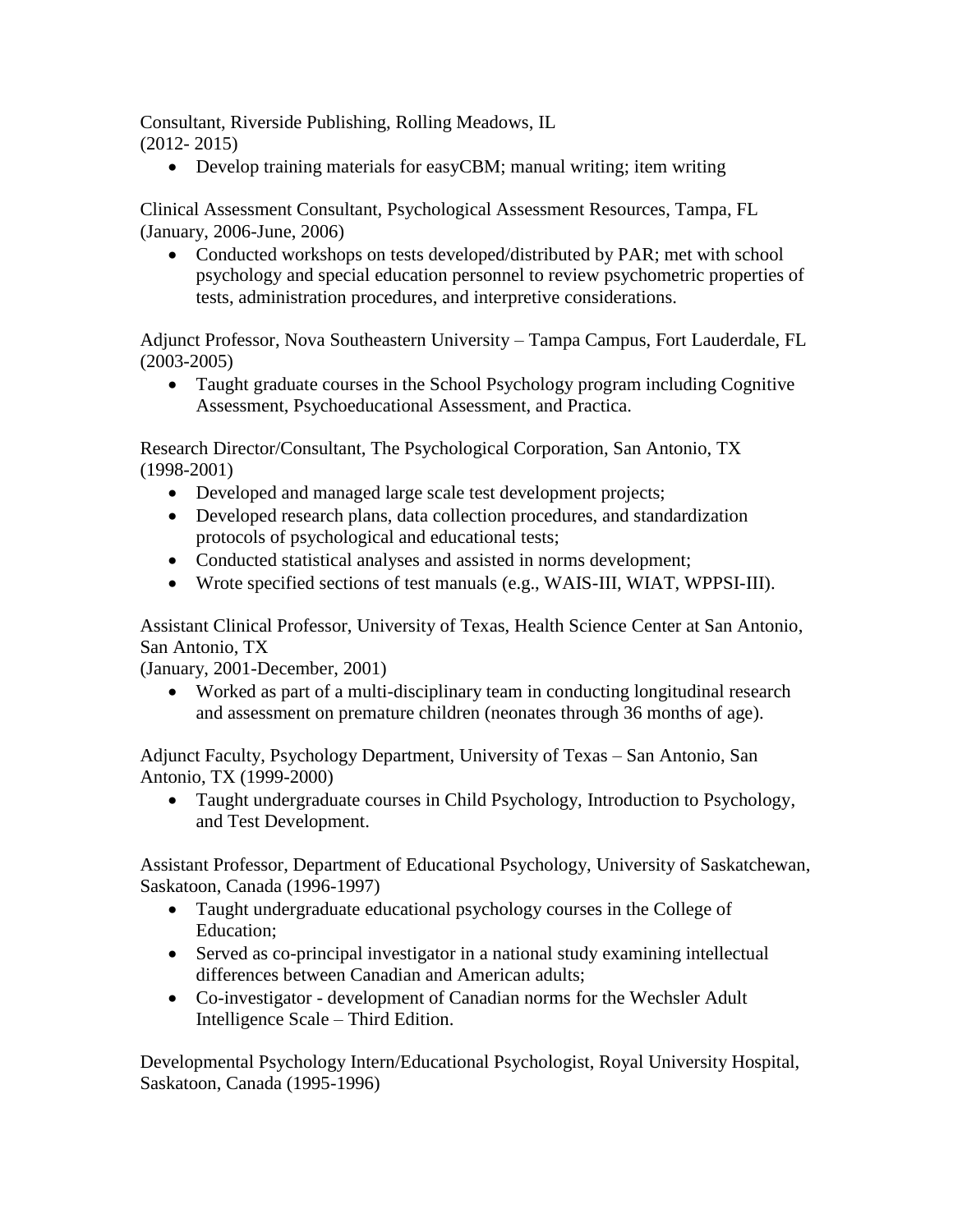Consultant, Riverside Publishing, Rolling Meadows, IL
(2012- 2015)

- Develop training materials for easyCBM; manual writing; item writing

Clinical Assessment Consultant, Psychological Assessment Resources, Tampa, FL
(January, 2006-June, 2006)

- Conducted workshops on tests developed/distributed by PAR; met with school psychology and special education personnel to review psychometric properties of tests, administration procedures, and interpretive considerations.

Adjunct Professor, Nova Southeastern University – Tampa Campus, Fort Lauderdale, FL
(2003-2005)

- Taught graduate courses in the School Psychology program including Cognitive Assessment, Psychoeducational Assessment, and Practica.

Research Director/Consultant, The Psychological Corporation, San Antonio, TX
(1998-2001)

- Developed and managed large scale test development projects;
- Developed research plans, data collection procedures, and standardization protocols of psychological and educational tests;
- Conducted statistical analyses and assisted in norms development;
- Wrote specified sections of test manuals (e.g., WAIS-III, WIAT, WPPSI-III).

Assistant Clinical Professor, University of Texas, Health Science Center at San Antonio, San Antonio, TX
(January, 2001-December, 2001)

- Worked as part of a multi-disciplinary team in conducting longitudinal research and assessment on premature children (neonates through 36 months of age).

Adjunct Faculty, Psychology Department, University of Texas – San Antonio, San Antonio, TX (1999-2000)

- Taught undergraduate courses in Child Psychology, Introduction to Psychology, and Test Development.

Assistant Professor, Department of Educational Psychology, University of Saskatchewan, Saskatoon, Canada (1996-1997)

- Taught undergraduate educational psychology courses in the College of Education;
- Served as co-principal investigator in a national study examining intellectual differences between Canadian and American adults;
- Co-investigator - development of Canadian norms for the Wechsler Adult Intelligence Scale – Third Edition.

Developmental Psychology Intern/Educational Psychologist, Royal University Hospital, Saskatoon, Canada (1995-1996)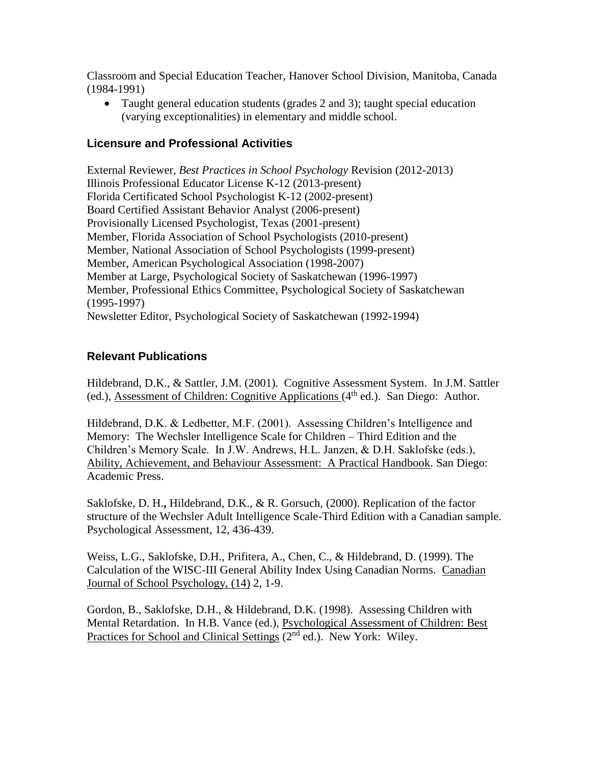Classroom and Special Education Teacher, Hanover School Division, Manitoba, Canada (1984-1991)

- Taught general education students (grades 2 and 3); taught special education (varying exceptionalities) in elementary and middle school.

## Licensure and Professional Activities

External Reviewer, *Best Practices in School Psychology* Revision (2012-2013)
Illinois Professional Educator License K-12 (2013-present)
Florida Certificated School Psychologist K-12 (2002-present)
Board Certified Assistant Behavior Analyst (2006-present)
Provisionally Licensed Psychologist, Texas (2001-present)
Member, Florida Association of School Psychologists (2010-present)
Member, National Association of School Psychologists (1999-present)
Member, American Psychological Association (1998-2007)
Member at Large, Psychological Society of Saskatchewan (1996-1997)
Member, Professional Ethics Committee, Psychological Society of Saskatchewan (1995-1997)
Newsletter Editor, Psychological Society of Saskatchewan (1992-1994)

## Relevant Publications

Hildebrand, D.K., & Sattler, J.M. (2001). Cognitive Assessment System. In J.M. Sattler (ed.), Assessment of Children: Cognitive Applications (4th ed.). San Diego: Author.

Hildebrand, D.K. & Ledbetter, M.F. (2001). Assessing Children's Intelligence and Memory: The Wechsler Intelligence Scale for Children – Third Edition and the Children's Memory Scale. In J.W. Andrews, H.L. Janzen, & D.H. Saklofske (eds.), Ability, Achievement, and Behaviour Assessment: A Practical Handbook. San Diego: Academic Press.

Saklofske, D. H.**,** Hildebrand, D.K., & R. Gorsuch, (2000). Replication of the factor structure of the Wechsler Adult Intelligence Scale-Third Edition with a Canadian sample. Psychological Assessment, 12, 436-439.

Weiss, L.G., Saklofske, D.H., Prifitera, A., Chen, C., & Hildebrand, D. (1999). The Calculation of the WISC-III General Ability Index Using Canadian Norms. Canadian Journal of School Psychology, (14) 2, 1-9.

Gordon, B., Saklofske, D.H., & Hildebrand, D.K. (1998). Assessing Children with Mental Retardation. In H.B. Vance (ed.), Psychological Assessment of Children: Best Practices for School and Clinical Settings (2nd ed.). New York: Wiley.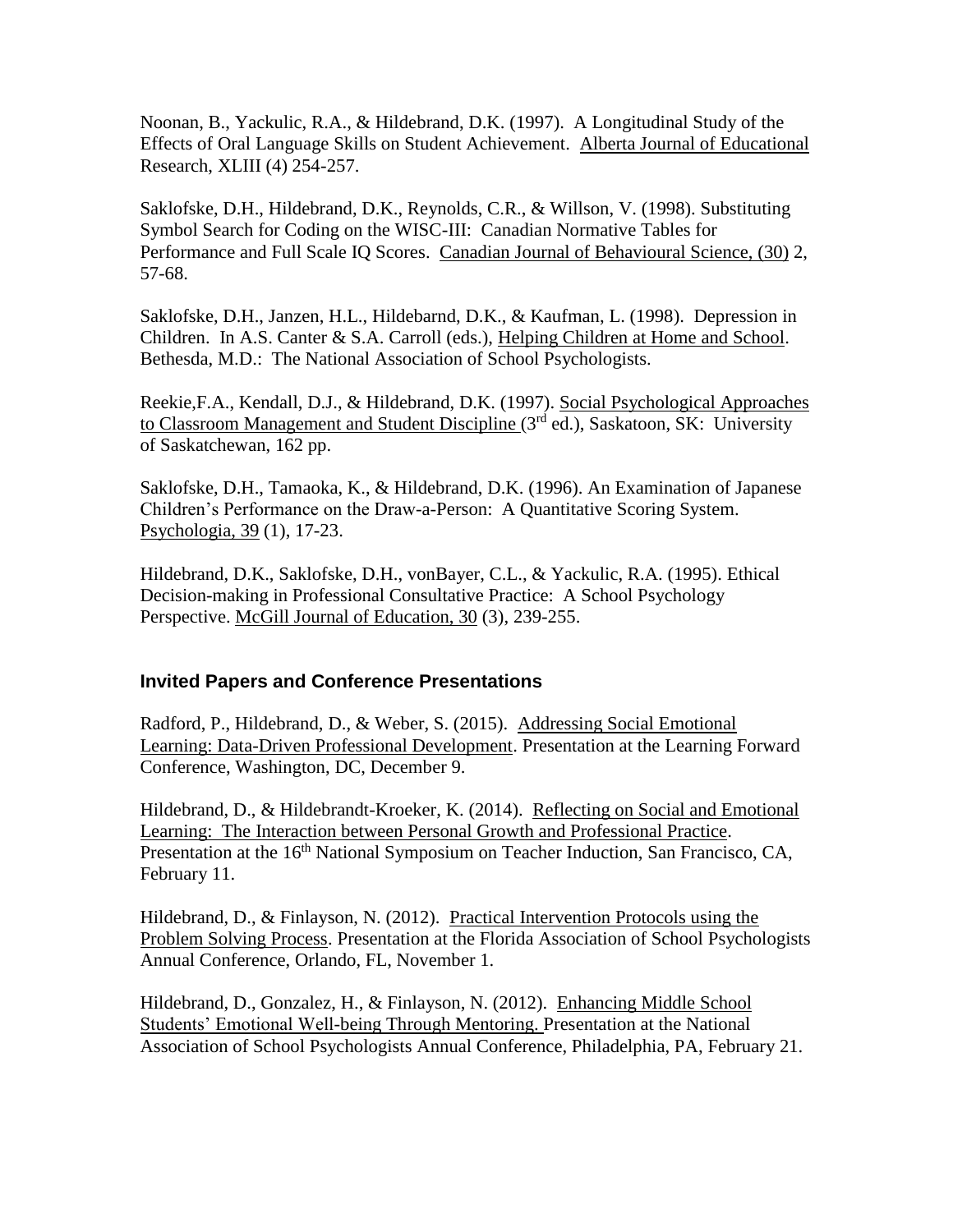Noonan, B., Yackulic, R.A., & Hildebrand, D.K. (1997). A Longitudinal Study of the Effects of Oral Language Skills on Student Achievement. Alberta Journal of Educational Research, XLIII (4) 254-257.

Saklofske, D.H., Hildebrand, D.K., Reynolds, C.R., & Willson, V. (1998). Substituting Symbol Search for Coding on the WISC-III: Canadian Normative Tables for Performance and Full Scale IQ Scores. Canadian Journal of Behavioural Science, (30) 2, 57-68.

Saklofske, D.H., Janzen, H.L., Hildebarnd, D.K., & Kaufman, L. (1998). Depression in Children. In A.S. Canter & S.A. Carroll (eds.), Helping Children at Home and School. Bethesda, M.D.: The National Association of School Psychologists.

Reekie,F.A., Kendall, D.J., & Hildebrand, D.K. (1997). Social Psychological Approaches to Classroom Management and Student Discipline (3rd ed.), Saskatoon, SK: University of Saskatchewan, 162 pp.

Saklofske, D.H., Tamaoka, K., & Hildebrand, D.K. (1996). An Examination of Japanese Children's Performance on the Draw-a-Person: A Quantitative Scoring System. Psychologia, 39 (1), 17-23.

Hildebrand, D.K., Saklofske, D.H., vonBayer, C.L., & Yackulic, R.A. (1995). Ethical Decision-making in Professional Consultative Practice: A School Psychology Perspective. McGill Journal of Education, 30 (3), 239-255.

## Invited Papers and Conference Presentations

Radford, P., Hildebrand, D., & Weber, S. (2015). Addressing Social Emotional Learning: Data-Driven Professional Development. Presentation at the Learning Forward Conference, Washington, DC, December 9.

Hildebrand, D., & Hildebrandt-Kroeker, K. (2014). Reflecting on Social and Emotional Learning: The Interaction between Personal Growth and Professional Practice. Presentation at the 16th National Symposium on Teacher Induction, San Francisco, CA, February 11.

Hildebrand, D., & Finlayson, N. (2012). Practical Intervention Protocols using the Problem Solving Process. Presentation at the Florida Association of School Psychologists Annual Conference, Orlando, FL, November 1.

Hildebrand, D., Gonzalez, H., & Finlayson, N. (2012). Enhancing Middle School Students' Emotional Well-being Through Mentoring. Presentation at the National Association of School Psychologists Annual Conference, Philadelphia, PA, February 21.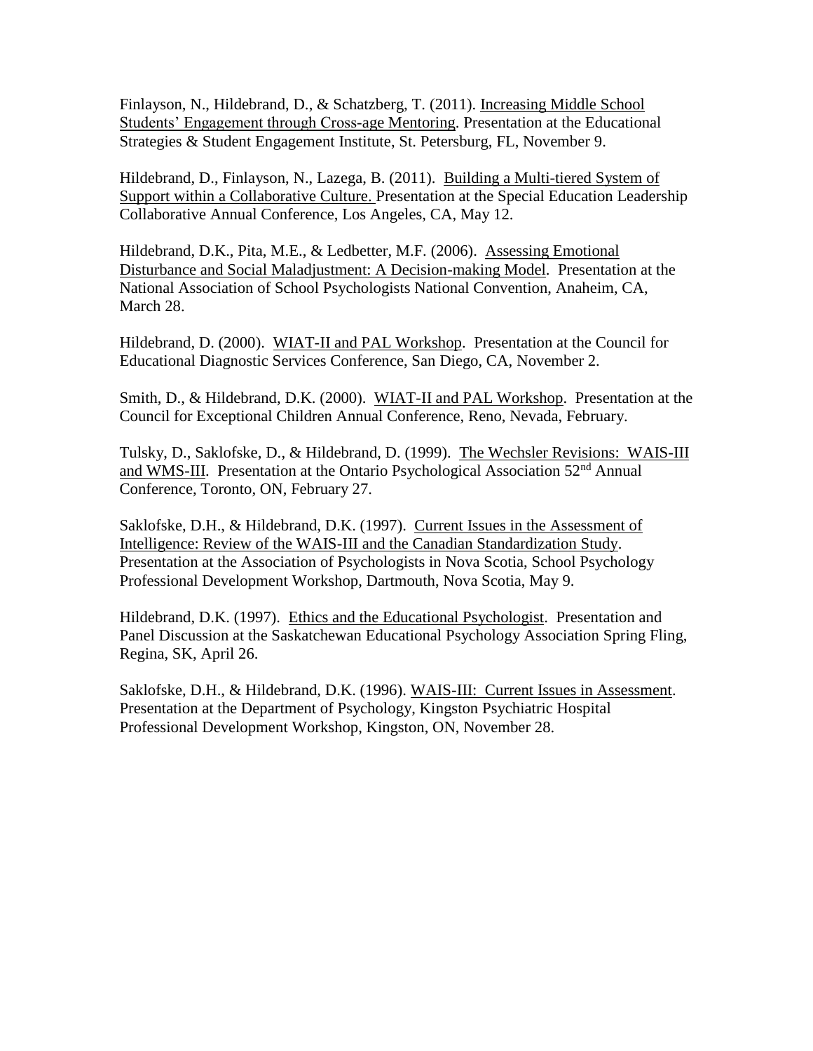Finlayson, N., Hildebrand, D., & Schatzberg, T. (2011). Increasing Middle School Students' Engagement through Cross-age Mentoring. Presentation at the Educational Strategies & Student Engagement Institute, St. Petersburg, FL, November 9.

Hildebrand, D., Finlayson, N., Lazega, B. (2011). Building a Multi-tiered System of Support within a Collaborative Culture. Presentation at the Special Education Leadership Collaborative Annual Conference, Los Angeles, CA, May 12.

Hildebrand, D.K., Pita, M.E., & Ledbetter, M.F. (2006). Assessing Emotional Disturbance and Social Maladjustment: A Decision-making Model. Presentation at the National Association of School Psychologists National Convention, Anaheim, CA, March 28.

Hildebrand, D. (2000). WIAT-II and PAL Workshop. Presentation at the Council for Educational Diagnostic Services Conference, San Diego, CA, November 2.

Smith, D., & Hildebrand, D.K. (2000). WIAT-II and PAL Workshop. Presentation at the Council for Exceptional Children Annual Conference, Reno, Nevada, February.

Tulsky, D., Saklofske, D., & Hildebrand, D. (1999). The Wechsler Revisions: WAIS-III and WMS-III. Presentation at the Ontario Psychological Association 52nd Annual Conference, Toronto, ON, February 27.

Saklofske, D.H., & Hildebrand, D.K. (1997). Current Issues in the Assessment of Intelligence: Review of the WAIS-III and the Canadian Standardization Study. Presentation at the Association of Psychologists in Nova Scotia, School Psychology Professional Development Workshop, Dartmouth, Nova Scotia, May 9.

Hildebrand, D.K. (1997). Ethics and the Educational Psychologist. Presentation and Panel Discussion at the Saskatchewan Educational Psychology Association Spring Fling, Regina, SK, April 26.

Saklofske, D.H., & Hildebrand, D.K. (1996). WAIS-III: Current Issues in Assessment. Presentation at the Department of Psychology, Kingston Psychiatric Hospital Professional Development Workshop, Kingston, ON, November 28.